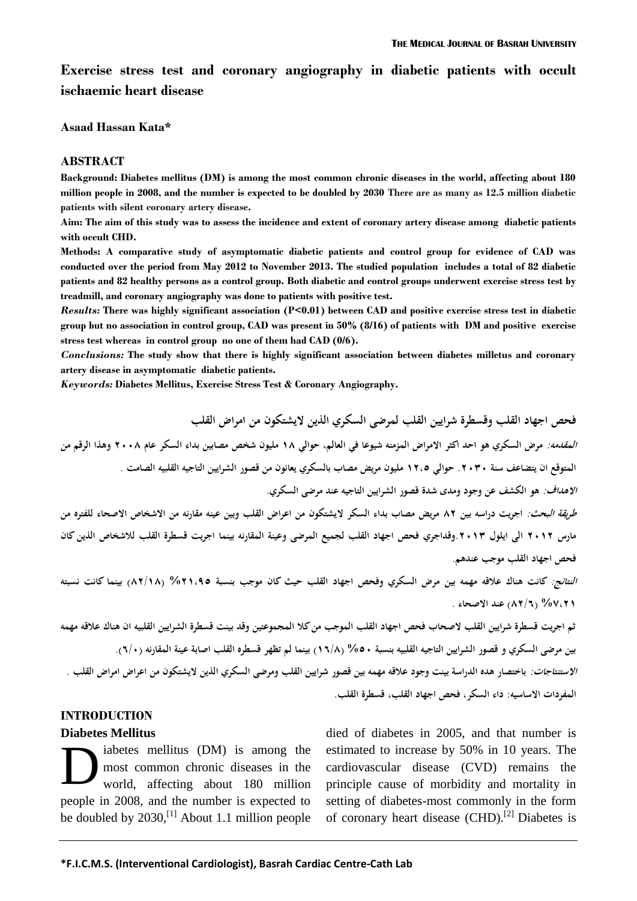# Exercise stress test and coronary angiography in diabetic patients with occult ischaemic heart disease

**Asaad Hassan Kata***

## ABSTRACT

**Background: Diabetes mellitus (DM) is among the most common chronic diseases in the world, affecting about 180 million people in 2008, and the number is expected to be doubled by 2030 There are as many as 12.5 million diabetic patients with silent coronary artery disease.**

**Aim: The aim of this study was to assess the incidence and extent of coronary artery disease among diabetic patients with occult CHD.**

**Methods: A comparative study of asymptomatic diabetic patients and control group for evidence of CAD was conducted over the period from May 2012 to November 2013. The studied population includes a total of 82 diabetic patients and 82 healthy persons as a control group. Both diabetic and control groups underwent exercise stress test by treadmill, and coronary angiography was done to patients with positive test.**

***Results:*** **There was highly significant association (P<0.01) between CAD and positive exercise stress test in diabetic group but no association in control group, CAD was present in 50% (8/16) of patients with DM and positive exercise stress test whereas in control group no one of them had CAD (0/6).**

***Conclusions:*** **The study show that there is highly significant association between diabetes milletus and coronary artery disease in asymptomatic diabetic patients.**

***Keywords:*** **Diabetes Mellitus, Exercise Stress Test & Coronary Angiography.**

**فحص اجهاد القلب وقسطرة شرايين القلب لمرضى السكري الذين لايشتكون من امراض القلب**

***المقدمه:*** **مرض السكري هو احد اكثر الامراض المزمنه شيوعا في العالم، حوالي ١٨ مليون شخص مصابين بداء السكر عام ٢٠٠٨ وهذا الرقم من المتوقع ان يتضاعف سنة ٢٠٣٠. حوالي ١٢،٥ مليون مريض مصاب بالسكري يعانون من قصور الشرايين التاجيه القلبيه الصامت .**

***الاهداف:*** **هو الكشف عن وجود ومدى شدة قصور الشرايين التاجيه عند مرضى السكري.**

***طريقة البحث:*** **اجريت دراسه بين ٨٢ مريض مصاب بداء السكر لايشتكون من اعراض القلب وبين عينه مقارنه من الاشخاص الاصحاء للفتره من مارس ٢٠١٢ الى ايلول ٢٠١٣ .وقداجري فحص اجهاد القلب لجميع المرضى وعينة المقارنه بينما اجريت قسطرة القلب للاشخاص الذين كان فحص اجهاد القلب موجب عندهم.**

***النتائج:*** **كانت هناك علاقه مهمه بين مرض السكري وفحص اجهاد القلب حيث كان موجب بنسبة ٢١،٩٥% (٨٢/١٨) بينما كانت نسبته ٧،٢١% (٨٢/٦) عند الاصحاء .**

**ثم اجريت قسطرة شرايين القلب لاصحاب فحص اجهاد القلب الموجب من كلا المجموعتين وقد بينت قسطرة الشرايين القلبيه ان هناك علاقه مهمه بين مرضى السكري و قصور الشرايين التاجيه القلبيه بنسبة ٥٠% (١٦/٨) بينما لم تظهر قسطره القلب اصابة عينة المقارنه (٦/٠).**

***الاستنتاجات:*** **باختصار هده الدراسة بينت وجود علاقه مهمه بين قصور شرايين القلب ومرضى السكري الذين لايشتكون من اعراض امراض القلب .**

**المفردات الاساسيه: داء السكر، فحص اجهاد القلب، قسطرة القلب.**

## INTRODUCTION

### Diabetes Mellitus

Diabetes mellitus (DM) is among the most common chronic diseases in the world, affecting about 180 million people in 2008, and the number is expected to be doubled by 2030,[1] About 1.1 million people died of diabetes in 2005, and that number is estimated to increase by 50% in 10 years. The cardiovascular disease (CVD) remains the principle cause of morbidity and mortality in setting of diabetes-most commonly in the form of coronary heart disease (CHD).[2] Diabetes is

*F.I.C.M.S. (Interventional Cardiologist), Basrah Cardiac Centre-Cath Lab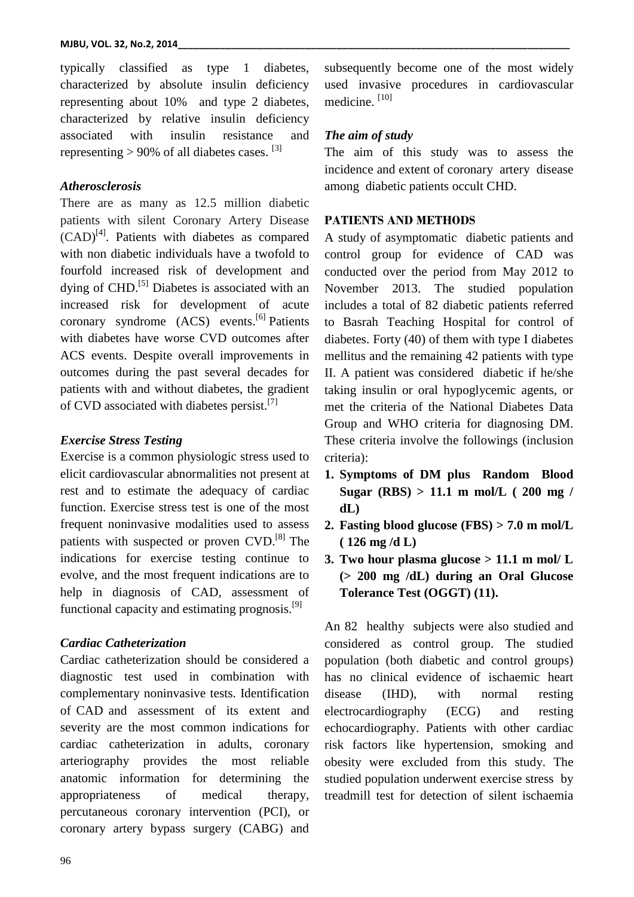typically classified as type 1 diabetes, characterized by absolute insulin deficiency representing about 10% and type 2 diabetes, characterized by relative insulin deficiency associated with insulin resistance and representing > 90% of all diabetes cases. [3]

### *Atherosclerosis*

There are as many as 12.5 million diabetic patients with silent Coronary Artery Disease (CAD)[4]. Patients with diabetes as compared with non diabetic individuals have a twofold to fourfold increased risk of development and dying of CHD.[5] Diabetes is associated with an increased risk for development of acute coronary syndrome (ACS) events.[6] Patients with diabetes have worse CVD outcomes after ACS events. Despite overall improvements in outcomes during the past several decades for patients with and without diabetes, the gradient of CVD associated with diabetes persist.[7]

### *Exercise Stress Testing*

Exercise is a common physiologic stress used to elicit cardiovascular abnormalities not present at rest and to estimate the adequacy of cardiac function. Exercise stress test is one of the most frequent noninvasive modalities used to assess patients with suspected or proven CVD.[8] The indications for exercise testing continue to evolve, and the most frequent indications are to help in diagnosis of CAD, assessment of functional capacity and estimating prognosis.[9]

### *Cardiac Catheterization*

Cardiac catheterization should be considered a diagnostic test used in combination with complementary noninvasive tests. Identification of CAD and assessment of its extent and severity are the most common indications for cardiac catheterization in adults, coronary arteriography provides the most reliable anatomic information for determining the appropriateness of medical therapy, percutaneous coronary intervention (PCI), or coronary artery bypass surgery (CABG) and subsequently become one of the most widely used invasive procedures in cardiovascular medicine. [10]

### *The aim of study*

The aim of this study was to assess the incidence and extent of coronary artery disease among diabetic patients occult CHD.

## PATIENTS AND METHODS

A study of asymptomatic diabetic patients and control group for evidence of CAD was conducted over the period from May 2012 to November 2013. The studied population includes a total of 82 diabetic patients referred to Basrah Teaching Hospital for control of diabetes. Forty (40) of them with type I diabetes mellitus and the remaining 42 patients with type II. A patient was considered diabetic if he/she taking insulin or oral hypoglycemic agents, or met the criteria of the National Diabetes Data Group and WHO criteria for diagnosing DM. These criteria involve the followings (inclusion criteria):

1. **Symptoms of DM plus Random Blood Sugar (RBS) > 11.1 m mol/L ( 200 mg / dL)**
2. **Fasting blood glucose (FBS) > 7.0 m mol/L ( 126 mg /d L)**
3. **Two hour plasma glucose > 11.1 m mol/ L (> 200 mg /dL) during an Oral Glucose Tolerance Test (OGGT) (11).**

An 82 healthy subjects were also studied and considered as control group. The studied population (both diabetic and control groups) has no clinical evidence of ischaemic heart disease (IHD), with normal resting electrocardiography (ECG) and resting echocardiography. Patients with other cardiac risk factors like hypertension, smoking and obesity were excluded from this study. The studied population underwent exercise stress by treadmill test for detection of silent ischaemia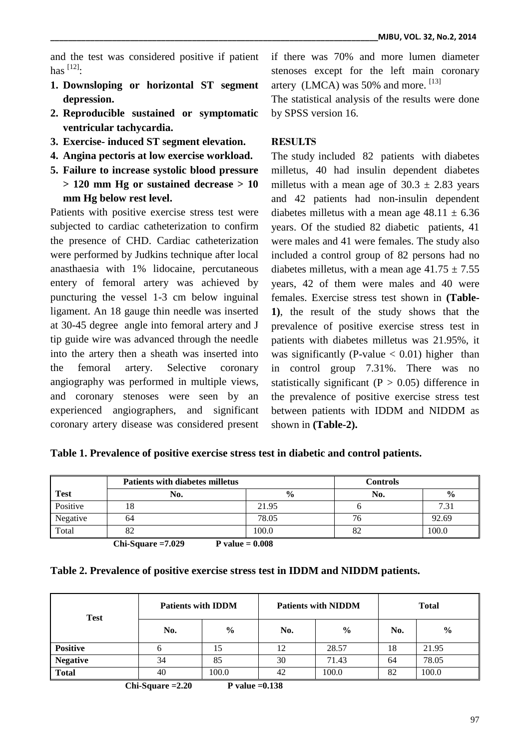and the test was considered positive if patient has [12]:

1. **Downsloping or horizontal ST segment depression.**
2. **Reproducible sustained or symptomatic ventricular tachycardia.**
3. **Exercise- induced ST segment elevation.**
4. **Angina pectoris at low exercise workload.**
5. **Failure to increase systolic blood pressure > 120 mm Hg or sustained decrease > 10 mm Hg below rest level.**

Patients with positive exercise stress test were subjected to cardiac catheterization to confirm the presence of CHD. Cardiac catheterization were performed by Judkins technique after local anasthaesia with 1% lidocaine, percutaneous entery of femoral artery was achieved by puncturing the vessel 1-3 cm below inguinal ligament. An 18 gauge thin needle was inserted at 30-45 degree angle into femoral artery and J tip guide wire was advanced through the needle into the artery then a sheath was inserted into the femoral artery. Selective coronary angiography was performed in multiple views, and coronary stenoses were seen by an experienced angiographers, and significant coronary artery disease was considered present if there was 70% and more lumen diameter stenoses except for the left main coronary artery (LMCA) was 50% and more. [13]

The statistical analysis of the results were done by SPSS version 16.

## RESULTS

The study included 82 patients with diabetes milletus, 40 had insulin dependent diabetes milletus with a mean age of $30.3 \pm 2.83$ years and 42 patients had non-insulin dependent diabetes milletus with a mean age $48.11 \pm 6.36$ years. Of the studied 82 diabetic patients, 41 were males and 41 were females. The study also included a control group of 82 persons had no diabetes milletus, with a mean age $41.75 \pm 7.55$ years, 42 of them were males and 40 were females. Exercise stress test shown in **(Table-1)**, the result of the study shows that the prevalence of positive exercise stress test in patients with diabetes milletus was 21.95%, it was significantly (P-value < 0.01) higher than in control group 7.31%. There was no statistically significant (P > 0.05) difference in the prevalence of positive exercise stress test between patients with IDDM and NIDDM as shown in **(Table-2).**

**Table 1. Prevalence of positive exercise stress test in diabetic and control patients.**

| | Patients with diabetes milletus | | Controls | |
|---|---|---|---|---|
| **Test** | **No.** | **%** | **No.** | **%** |
| Positive | 18 | 21.95 | 6 | 7.31 |
| Negative | 64 | 78.05 | 76 | 92.69 |
| Total | 82 | 100.0 | 82 | 100.0 |

**Chi-Square =7.029 P value = 0.008**

**Table 2. Prevalence of positive exercise stress test in IDDM and NIDDM patients.**

| Test | Patients with IDDM | | Patients with NIDDM | | Total | |
|---|---|---|---|---|---|---|
| | **No.** | **%** | **No.** | **%** | **No.** | **%** |
| **Positive** | 6 | 15 | 12 | 28.57 | 18 | 21.95 |
| **Negative** | 34 | 85 | 30 | 71.43 | 64 | 78.05 |
| **Total** | 40 | 100.0 | 42 | 100.0 | 82 | 100.0 |

**Chi-Square =2.20 P value =0.138**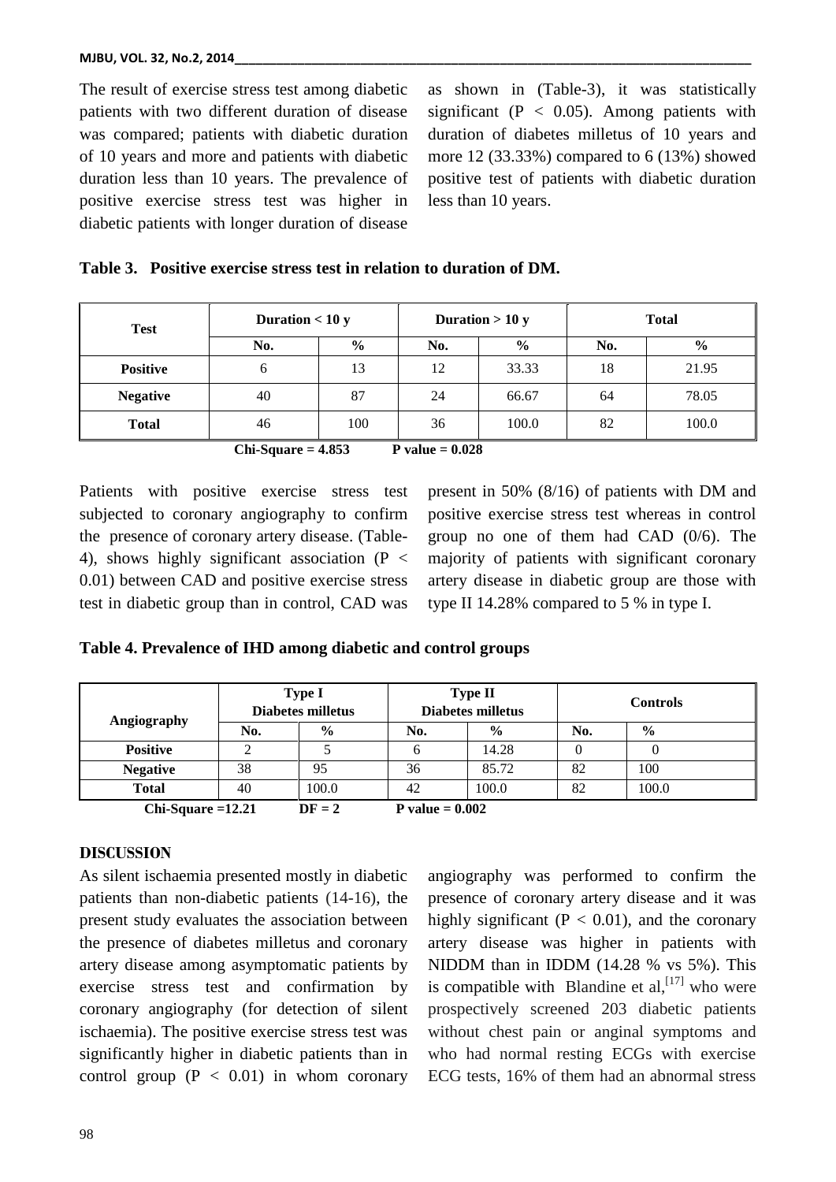The result of exercise stress test among diabetic patients with two different duration of disease was compared; patients with diabetic duration of 10 years and more and patients with diabetic duration less than 10 years. The prevalence of positive exercise stress test was higher in diabetic patients with longer duration of disease as shown in (Table-3), it was statistically significant ($P < 0.05$). Among patients with duration of diabetes milletus of 10 years and more 12 (33.33%) compared to 6 (13%) showed positive test of patients with diabetic duration less than 10 years.

**Table 3. Positive exercise stress test in relation to duration of DM.**

| Test | Duration < 10 y | | Duration > 10 y | | Total | |
|---|---|---|---|---|---|---|
| | No. | % | No. | % | No. | % |
| **Positive** | 6 | 13 | 12 | 33.33 | 18 | 21.95 |
| **Negative** | 40 | 87 | 24 | 66.67 | 64 | 78.05 |
| **Total** | 46 | 100 | 36 | 100.0 | 82 | 100.0 |

**Chi-Square = 4.853 P value = 0.028**

Patients with positive exercise stress test subjected to coronary angiography to confirm the presence of coronary artery disease. (Table-4), shows highly significant association ($P < 0.01$) between CAD and positive exercise stress test in diabetic group than in control, CAD was present in 50% (8/16) of patients with DM and positive exercise stress test whereas in control group no one of them had CAD (0/6). The majority of patients with significant coronary artery disease in diabetic group are those with type II 14.28% compared to 5 % in type I.

**Table 4. Prevalence of IHD among diabetic and control groups**

| Angiography | Type I Diabetes milletus | | Type II Diabetes milletus | | Controls | |
|---|---|---|---|---|---|---|
| | No. | % | No. | % | No. | % |
| **Positive** | 2 | 5 | 6 | 14.28 | 0 | 0 |
| **Negative** | 38 | 95 | 36 | 85.72 | 82 | 100 |
| **Total** | 40 | 100.0 | 42 | 100.0 | 82 | 100.0 |

**Chi-Square =12.21 DF = 2 P value = 0.002**

## DISCUSSION

As silent ischaemia presented mostly in diabetic patients than non-diabetic patients (14-16), the present study evaluates the association between the presence of diabetes milletus and coronary artery disease among asymptomatic patients by exercise stress test and confirmation by coronary angiography (for detection of silent ischaemia). The positive exercise stress test was significantly higher in diabetic patients than in control group ($P < 0.01$) in whom coronary angiography was performed to confirm the presence of coronary artery disease and it was highly significant ($P < 0.01$), and the coronary artery disease was higher in patients with NIDDM than in IDDM (14.28 % vs 5%). This is compatible with Blandine et al,[17] who were prospectively screened 203 diabetic patients without chest pain or anginal symptoms and who had normal resting ECGs with exercise ECG tests, 16% of them had an abnormal stress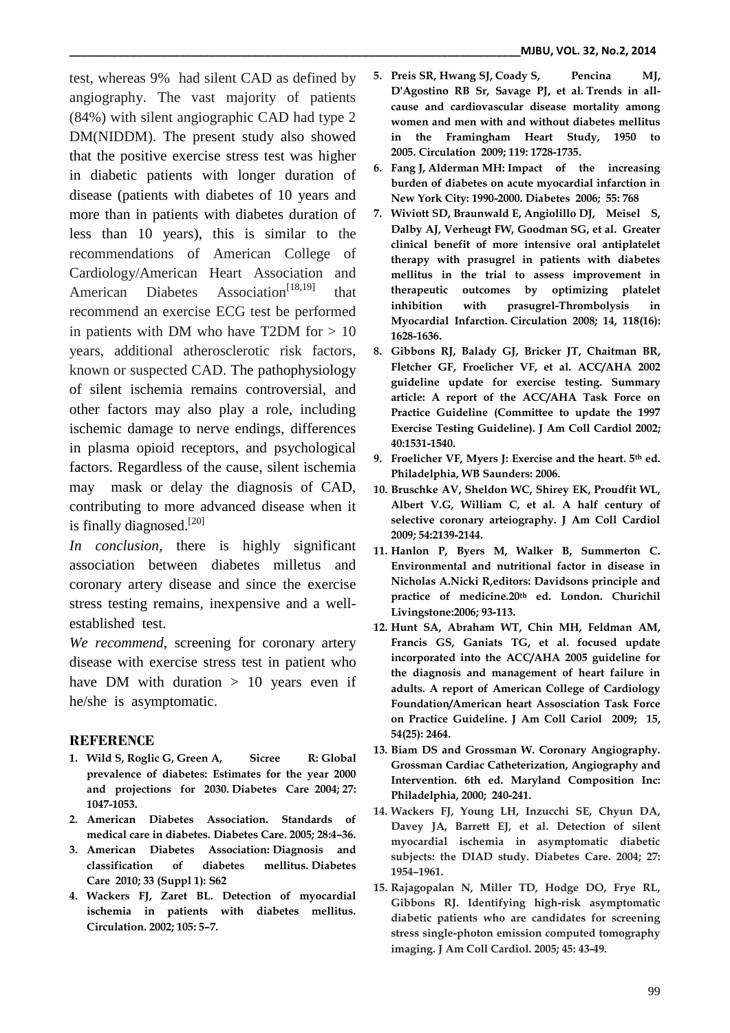test, whereas 9% had silent CAD as defined by angiography. The vast majority of patients (84%) with silent angiographic CAD had type 2 DM(NIDDM). The present study also showed that the positive exercise stress test was higher in diabetic patients with longer duration of disease (patients with diabetes of 10 years and more than in patients with diabetes duration of less than 10 years), this is similar to the recommendations of American College of Cardiology/American Heart Association and American Diabetes Association[18,19] that recommend an exercise ECG test be performed in patients with DM who have T2DM for > 10 years, additional atherosclerotic risk factors, known or suspected CAD. The pathophysiology of silent ischemia remains controversial, and other factors may also play a role, including ischemic damage to nerve endings, differences in plasma opioid receptors, and psychological factors. Regardless of the cause, silent ischemia may mask or delay the diagnosis of CAD, contributing to more advanced disease when it is finally diagnosed.[20]

*In conclusion*, there is highly significant association between diabetes milletus and coronary artery disease and since the exercise stress testing remains, inexpensive and a well-established test.

*We recommend*, screening for coronary artery disease with exercise stress test in patient who have DM with duration > 10 years even if he/she is asymptomatic.

## REFERENCE

1. **Wild S, Roglic G, Green A, Sicree R: Global prevalence of diabetes: Estimates for the year 2000 and projections for 2030. Diabetes Care 2004; 27: 1047-1053.**
2. **American Diabetes Association. Standards of medical care in diabetes. Diabetes Care. 2005; 28:4–36.**
3. **American Diabetes Association: Diagnosis and classification of diabetes mellitus. Diabetes Care 2010; 33 (Suppl 1): S62**
4. **Wackers FJ, Zaret BL. Detection of myocardial ischemia in patients with diabetes mellitus. Circulation. 2002; 105: 5–7.**
5. **Preis SR, Hwang SJ, Coady S, Pencina MJ, D'Agostino RB Sr, Savage PJ, et al. Trends in all-cause and cardiovascular disease mortality among women and men with and without diabetes mellitus in the Framingham Heart Study, 1950 to 2005. Circulation 2009; 119: 1728-1735.**
6. **Fang J, Alderman MH: Impact of the increasing burden of diabetes on acute myocardial infarction in New York City: 1990-2000. Diabetes 2006; 55: 768**
7. **Wiviott SD, Braunwald E, Angiolillo DJ, Meisel S, Dalby AJ, Verheugt FW, Goodman SG, et al. Greater clinical benefit of more intensive oral antiplatelet therapy with prasugrel in patients with diabetes mellitus in the trial to assess improvement in therapeutic outcomes by optimizing platelet inhibition with prasugrel-Thrombolysis in Myocardial Infarction. Circulation 2008; 14, 118(16): 1628-1636.**
8. **Gibbons RJ, Balady GJ, Bricker JT, Chaitman BR, Fletcher GF, Froelicher VF, et al. ACC/AHA 2002 guideline update for exercise testing. Summary article: A report of the ACC/AHA Task Force on Practice Guideline (Committee to update the 1997 Exercise Testing Guideline). J Am Coll Cardiol 2002; 40:1531-1540.**
9. **Froelicher VF, Myers J: Exercise and the heart. 5th ed. Philadelphia, WB Saunders: 2006.**
10. **Bruschke AV, Sheldon WC, Shirey EK, Proudfit WL, Albert V.G, William C, et al. A half century of selective coronary arteiography. J Am Coll Cardiol 2009; 54:2139-2144.**
11. **Hanlon P, Byers M, Walker B, Summerton C. Environmental and nutritional factor in disease in Nicholas A.Nicki R,editors: Davidsons principle and practice of medicine.20th ed. London. Churichil Livingstone:2006; 93-113.**
12. **Hunt SA, Abraham WT, Chin MH, Feldman AM, Francis GS, Ganiats TG, et al. focused update incorporated into the ACC/AHA 2005 guideline for the diagnosis and management of heart failure in adults. A report of American College of Cardiology Foundation/American heart Assosciation Task Force on Practice Guideline. J Am Coll Cariol 2009; 15, 54(25): 2464.**
13. **Biam DS and Grossman W. Coronary Angiography. Grossman Cardiac Catheterization, Angiography and Intervention. 6th ed. Maryland Composition Inc: Philadelphia, 2000; 240-241.**
14. **Wackers FJ, Young LH, Inzucchi SE, Chyun DA, Davey JA, Barrett EJ, et al. Detection of silent myocardial ischemia in asymptomatic diabetic subjects: the DIAD study. Diabetes Care. 2004; 27: 1954–1961.**
15. **Rajagopalan N, Miller TD, Hodge DO, Frye RL, Gibbons RJ. Identifying high-risk asymptomatic diabetic patients who are candidates for screening stress single-photon emission computed tomography imaging. J Am Coll Cardiol. 2005; 45: 43-49.**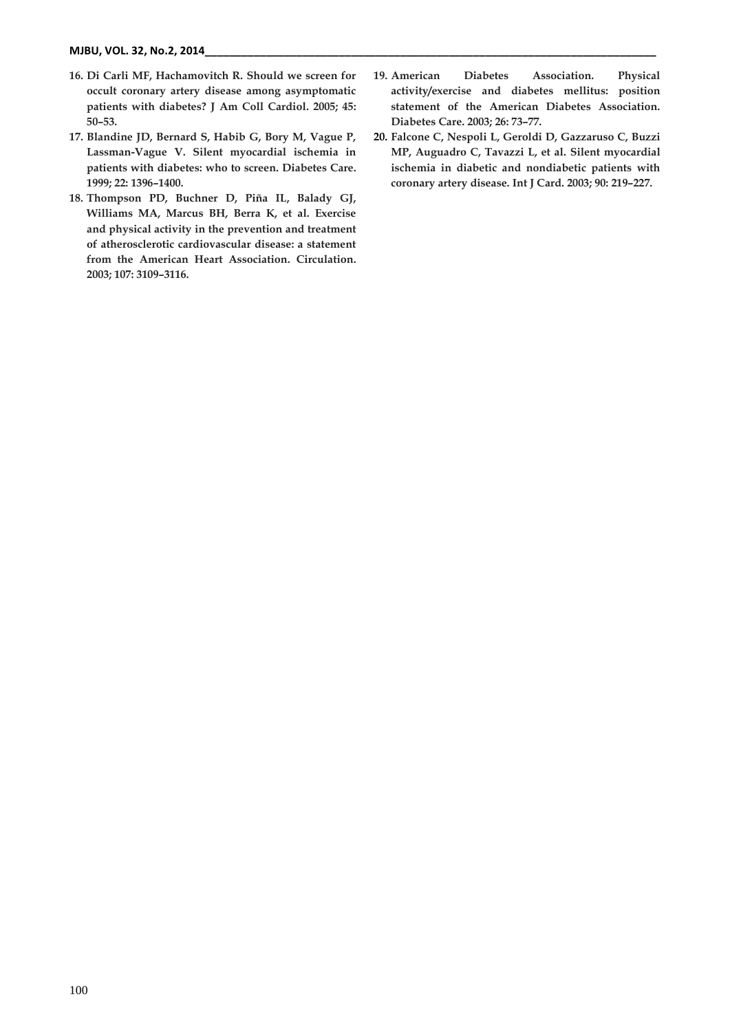16. Di Carli MF, Hachamovitch R. Should we screen for occult coronary artery disease among asymptomatic patients with diabetes? J Am Coll Cardiol. 2005; 45: 50–53.
17. Blandine JD, Bernard S, Habib G, Bory M, Vague P, Lassman-Vague V. Silent myocardial ischemia in patients with diabetes: who to screen. Diabetes Care. 1999; 22: 1396–1400.
18. Thompson PD, Buchner D, Piña IL, Balady GJ, Williams MA, Marcus BH, Berra K, et al. Exercise and physical activity in the prevention and treatment of atherosclerotic cardiovascular disease: a statement from the American Heart Association. Circulation. 2003; 107: 3109–3116.
19. American Diabetes Association. Physical activity/exercise and diabetes mellitus: position statement of the American Diabetes Association. Diabetes Care. 2003; 26: 73–77.
20. Falcone C, Nespoli L, Geroldi D, Gazzaruso C, Buzzi MP, Auguadro C, Tavazzi L, et al. Silent myocardial ischemia in diabetic and nondiabetic patients with coronary artery disease. Int J Card. 2003; 90: 219–227.